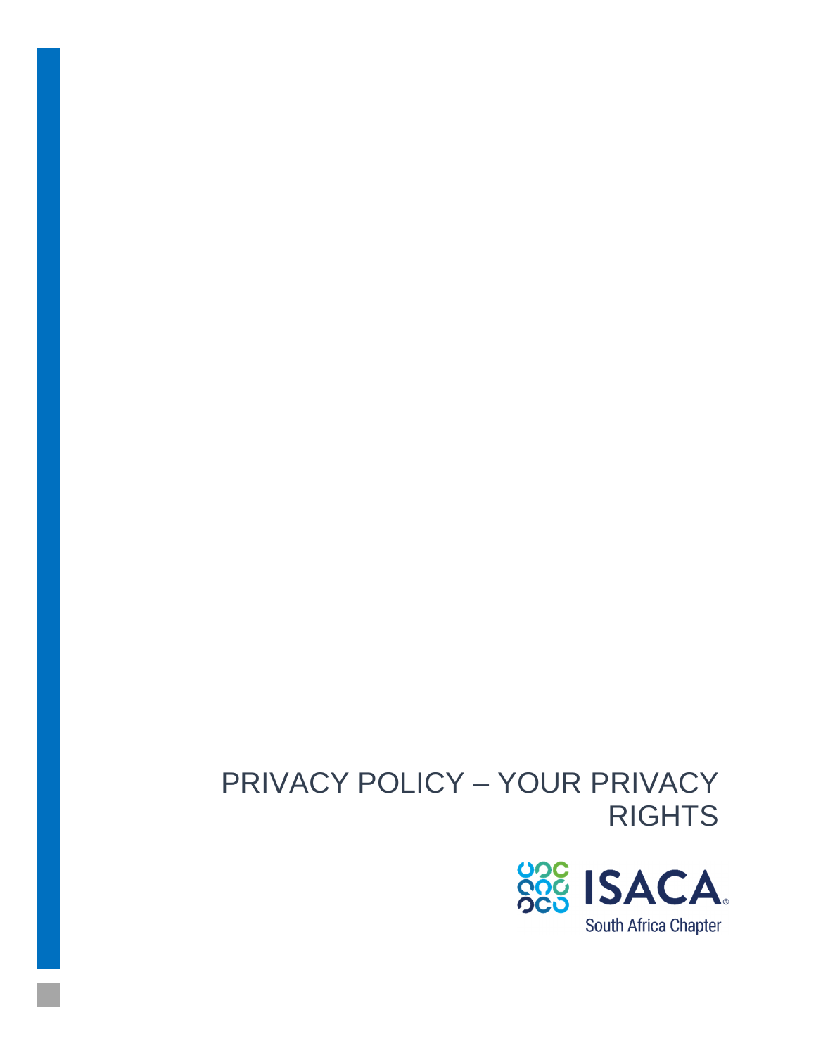# PRIVACY POLICY – YOUR PRIVACY RIGHTS

ISACA
South Africa Chapter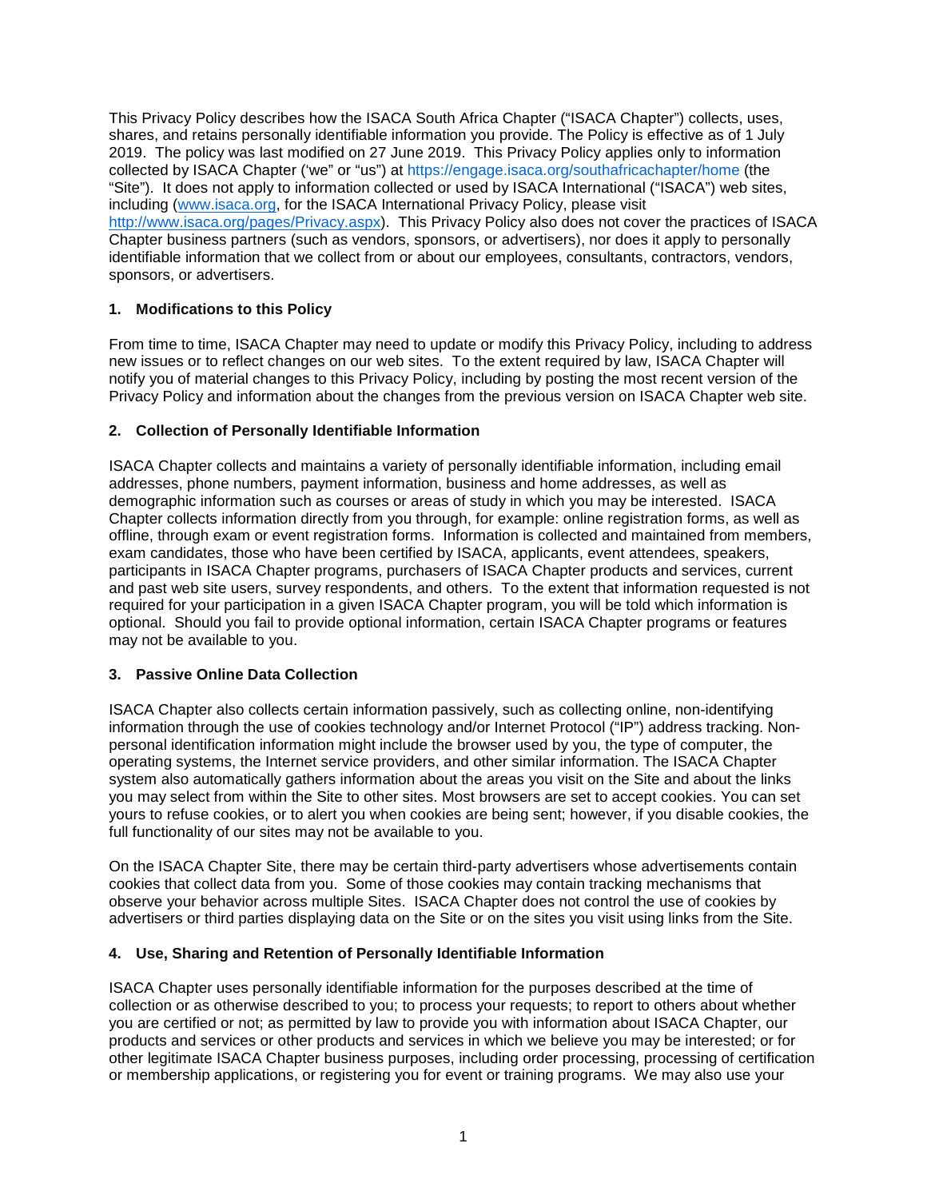This Privacy Policy describes how the ISACA South Africa Chapter ("ISACA Chapter") collects, uses, shares, and retains personally identifiable information you provide. The Policy is effective as of 1 July 2019. The policy was last modified on 27 June 2019. This Privacy Policy applies only to information collected by ISACA Chapter ('we" or "us") at https://engage.isaca.org/southafricachapter/home (the "Site"). It does not apply to information collected or used by ISACA International ("ISACA") web sites, including (www.isaca.org, for the ISACA International Privacy Policy, please visit http://www.isaca.org/pages/Privacy.aspx). This Privacy Policy also does not cover the practices of ISACA Chapter business partners (such as vendors, sponsors, or advertisers), nor does it apply to personally identifiable information that we collect from or about our employees, consultants, contractors, vendors, sponsors, or advertisers.

**1. Modifications to this Policy**

From time to time, ISACA Chapter may need to update or modify this Privacy Policy, including to address new issues or to reflect changes on our web sites. To the extent required by law, ISACA Chapter will notify you of material changes to this Privacy Policy, including by posting the most recent version of the Privacy Policy and information about the changes from the previous version on ISACA Chapter web site.

**2. Collection of Personally Identifiable Information**

ISACA Chapter collects and maintains a variety of personally identifiable information, including email addresses, phone numbers, payment information, business and home addresses, as well as demographic information such as courses or areas of study in which you may be interested. ISACA Chapter collects information directly from you through, for example: online registration forms, as well as offline, through exam or event registration forms. Information is collected and maintained from members, exam candidates, those who have been certified by ISACA, applicants, event attendees, speakers, participants in ISACA Chapter programs, purchasers of ISACA Chapter products and services, current and past web site users, survey respondents, and others. To the extent that information requested is not required for your participation in a given ISACA Chapter program, you will be told which information is optional. Should you fail to provide optional information, certain ISACA Chapter programs or features may not be available to you.

**3. Passive Online Data Collection**

ISACA Chapter also collects certain information passively, such as collecting online, non-identifying information through the use of cookies technology and/or Internet Protocol ("IP") address tracking. Non-personal identification information might include the browser used by you, the type of computer, the operating systems, the Internet service providers, and other similar information. The ISACA Chapter system also automatically gathers information about the areas you visit on the Site and about the links you may select from within the Site to other sites. Most browsers are set to accept cookies. You can set yours to refuse cookies, or to alert you when cookies are being sent; however, if you disable cookies, the full functionality of our sites may not be available to you.

On the ISACA Chapter Site, there may be certain third-party advertisers whose advertisements contain cookies that collect data from you. Some of those cookies may contain tracking mechanisms that observe your behavior across multiple Sites. ISACA Chapter does not control the use of cookies by advertisers or third parties displaying data on the Site or on the sites you visit using links from the Site.

**4. Use, Sharing and Retention of Personally Identifiable Information**

ISACA Chapter uses personally identifiable information for the purposes described at the time of collection or as otherwise described to you; to process your requests; to report to others about whether you are certified or not; as permitted by law to provide you with information about ISACA Chapter, our products and services or other products and services in which we believe you may be interested; or for other legitimate ISACA Chapter business purposes, including order processing, processing of certification or membership applications, or registering you for event or training programs. We may also use your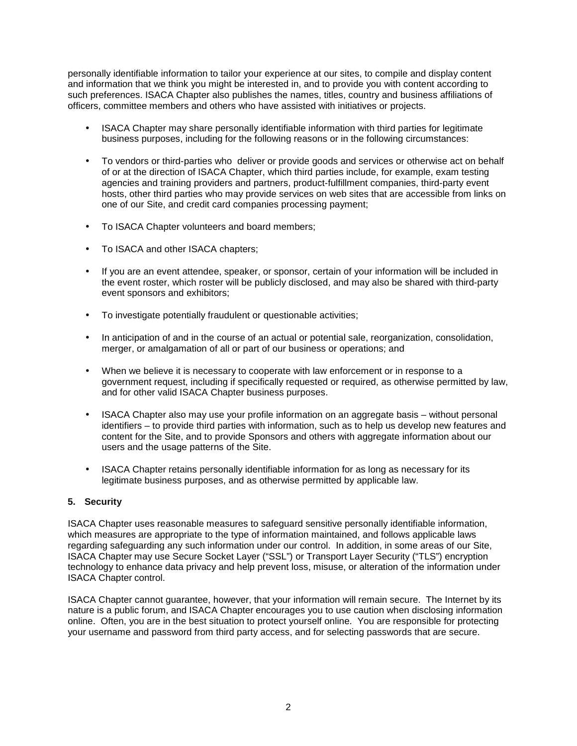personally identifiable information to tailor your experience at our sites, to compile and display content and information that we think you might be interested in, and to provide you with content according to such preferences. ISACA Chapter also publishes the names, titles, country and business affiliations of officers, committee members and others who have assisted with initiatives or projects.

- ISACA Chapter may share personally identifiable information with third parties for legitimate business purposes, including for the following reasons or in the following circumstances:
- To vendors or third-parties who deliver or provide goods and services or otherwise act on behalf of or at the direction of ISACA Chapter, which third parties include, for example, exam testing agencies and training providers and partners, product-fulfillment companies, third-party event hosts, other third parties who may provide services on web sites that are accessible from links on one of our Site, and credit card companies processing payment;
- To ISACA Chapter volunteers and board members;
- To ISACA and other ISACA chapters;
- If you are an event attendee, speaker, or sponsor, certain of your information will be included in the event roster, which roster will be publicly disclosed, and may also be shared with third-party event sponsors and exhibitors;
- To investigate potentially fraudulent or questionable activities;
- In anticipation of and in the course of an actual or potential sale, reorganization, consolidation, merger, or amalgamation of all or part of our business or operations; and
- When we believe it is necessary to cooperate with law enforcement or in response to a government request, including if specifically requested or required, as otherwise permitted by law, and for other valid ISACA Chapter business purposes.
- ISACA Chapter also may use your profile information on an aggregate basis – without personal identifiers – to provide third parties with information, such as to help us develop new features and content for the Site, and to provide Sponsors and others with aggregate information about our users and the usage patterns of the Site.
- ISACA Chapter retains personally identifiable information for as long as necessary for its legitimate business purposes, and as otherwise permitted by applicable law.

**5. Security**

ISACA Chapter uses reasonable measures to safeguard sensitive personally identifiable information, which measures are appropriate to the type of information maintained, and follows applicable laws regarding safeguarding any such information under our control. In addition, in some areas of our Site, ISACA Chapter may use Secure Socket Layer ("SSL") or Transport Layer Security ("TLS") encryption technology to enhance data privacy and help prevent loss, misuse, or alteration of the information under ISACA Chapter control.

ISACA Chapter cannot guarantee, however, that your information will remain secure. The Internet by its nature is a public forum, and ISACA Chapter encourages you to use caution when disclosing information online. Often, you are in the best situation to protect yourself online. You are responsible for protecting your username and password from third party access, and for selecting passwords that are secure.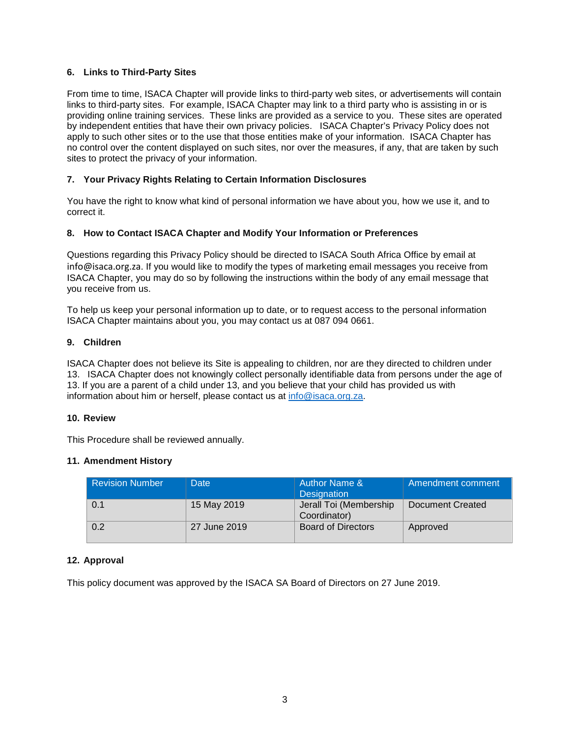## 6. Links to Third-Party Sites

From time to time, ISACA Chapter will provide links to third-party web sites, or advertisements will contain links to third-party sites. For example, ISACA Chapter may link to a third party who is assisting in or is providing online training services. These links are provided as a service to you. These sites are operated by independent entities that have their own privacy policies. ISACA Chapter's Privacy Policy does not apply to such other sites or to the use that those entities make of your information. ISACA Chapter has no control over the content displayed on such sites, nor over the measures, if any, that are taken by such sites to protect the privacy of your information.

## 7. Your Privacy Rights Relating to Certain Information Disclosures

You have the right to know what kind of personal information we have about you, how we use it, and to correct it.

## 8. How to Contact ISACA Chapter and Modify Your Information or Preferences

Questions regarding this Privacy Policy should be directed to ISACA South Africa Office by email at info@isaca.org.za. If you would like to modify the types of marketing email messages you receive from ISACA Chapter, you may do so by following the instructions within the body of any email message that you receive from us.

To help us keep your personal information up to date, or to request access to the personal information ISACA Chapter maintains about you, you may contact us at 087 094 0661.

## 9. Children

ISACA Chapter does not believe its Site is appealing to children, nor are they directed to children under 13. ISACA Chapter does not knowingly collect personally identifiable data from persons under the age of 13. If you are a parent of a child under 13, and you believe that your child has provided us with information about him or herself, please contact us at info@isaca.org.za.

## 10. Review

This Procedure shall be reviewed annually.

## 11. Amendment History

| Revision Number | Date | Author Name & Designation | Amendment comment |
|---|---|---|---|
| 0.1 | 15 May 2019 | Jerall Toi (Membership Coordinator) | Document Created |
| 0.2 | 27 June 2019 | Board of Directors | Approved |

## 12. Approval

This policy document was approved by the ISACA SA Board of Directors on 27 June 2019.